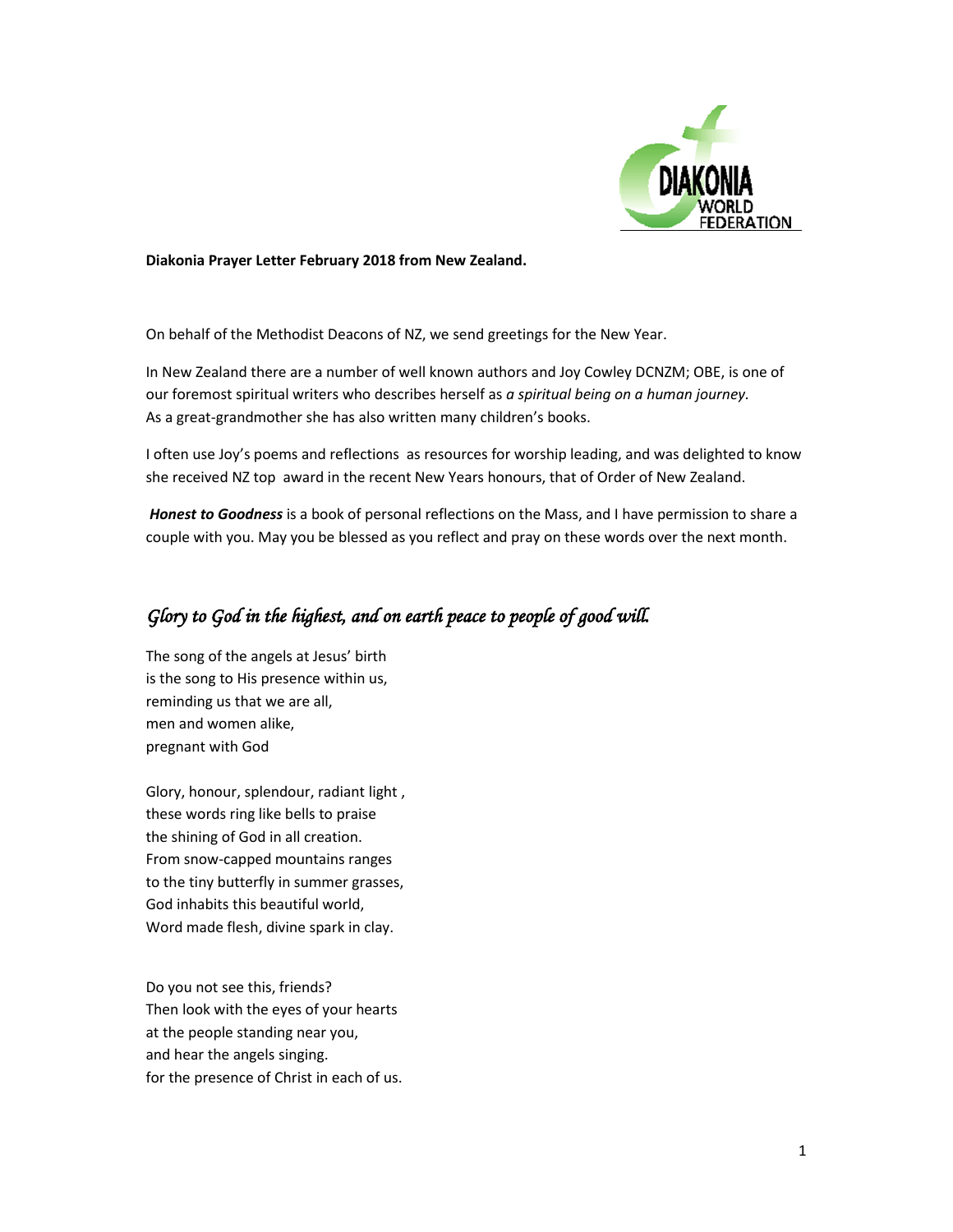**Diakonia Prayer Letter February 2018 from New Zealand.**

On behalf of the Methodist Deacons of NZ, we send greetings for the New Year.

In New Zealand there are a number of well known authors and Joy Cowley DCNZM; OBE, is one of our foremost spiritual writers who describes herself as *a spiritual being on a human journey*. As a great-grandmother she has also written many children's books.

I often use Joy's poems and reflections as resources for worship leading, and was delighted to know she received NZ top award in the recent New Years honours, that of Order of New Zealand.

***Honest to Goodness*** is a book of personal reflections on the Mass, and I have permission to share a couple with you. May you be blessed as you reflect and pray on these words over the next month.

## *Glory to God in the highest, and on earth peace to people of good will.*

The song of the angels at Jesus' birth
is the song to His presence within us,
reminding us that we are all,
men and women alike,
pregnant with God

Glory, honour, splendour, radiant light ,
these words ring like bells to praise
the shining of God in all creation.
From snow-capped mountains ranges
to the tiny butterfly in summer grasses,
God inhabits this beautiful world,
Word made flesh, divine spark in clay.

Do you not see this, friends?
Then look with the eyes of your hearts
at the people standing near you,
and hear the angels singing.
for the presence of Christ in each of us.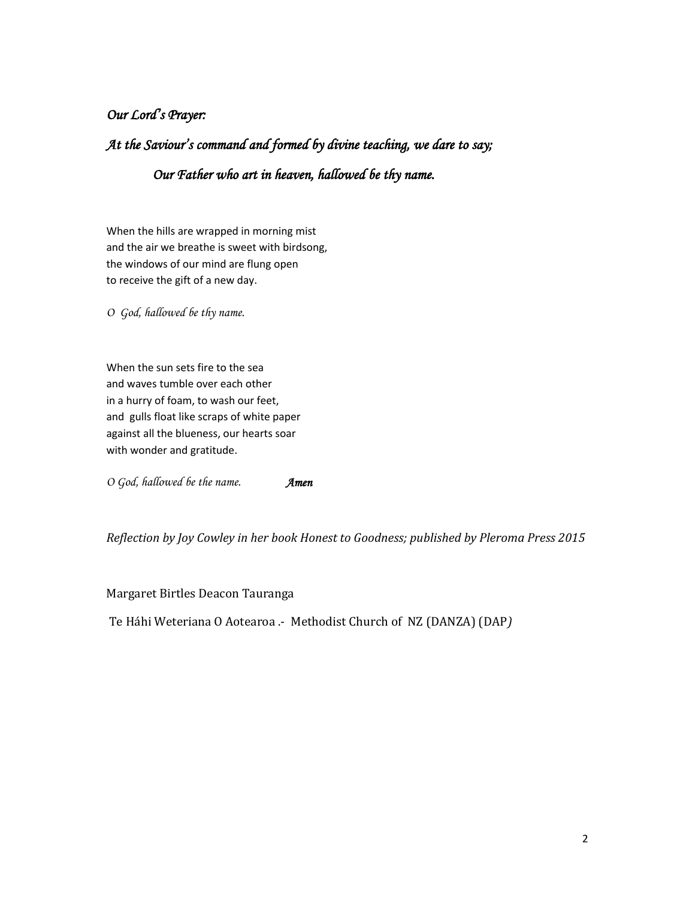*Our Lord's Prayer:*

*At the Saviour's command and formed by divine teaching, we dare to say;*

*Our Father who art in heaven, hallowed be thy name.*

When the hills are wrapped in morning mist
and the air we breathe is sweet with birdsong,
the windows of our mind are flung open
to receive the gift of a new day.

*O God, hallowed be thy name.*

When the sun sets fire to the sea
and waves tumble over each other
in a hurry of foam, to wash our feet,
and gulls float like scraps of white paper
against all the blueness, our hearts soar
with wonder and gratitude.

*O God, hallowed be the name.* ***Amen***

*Reflection by Joy Cowley in her book Honest to Goodness; published by Pleroma Press 2015*

Margaret Birtles Deacon Tauranga

Te Háhi Weteriana O Aotearoa .- Methodist Church of NZ (DANZA) (DAP*)*